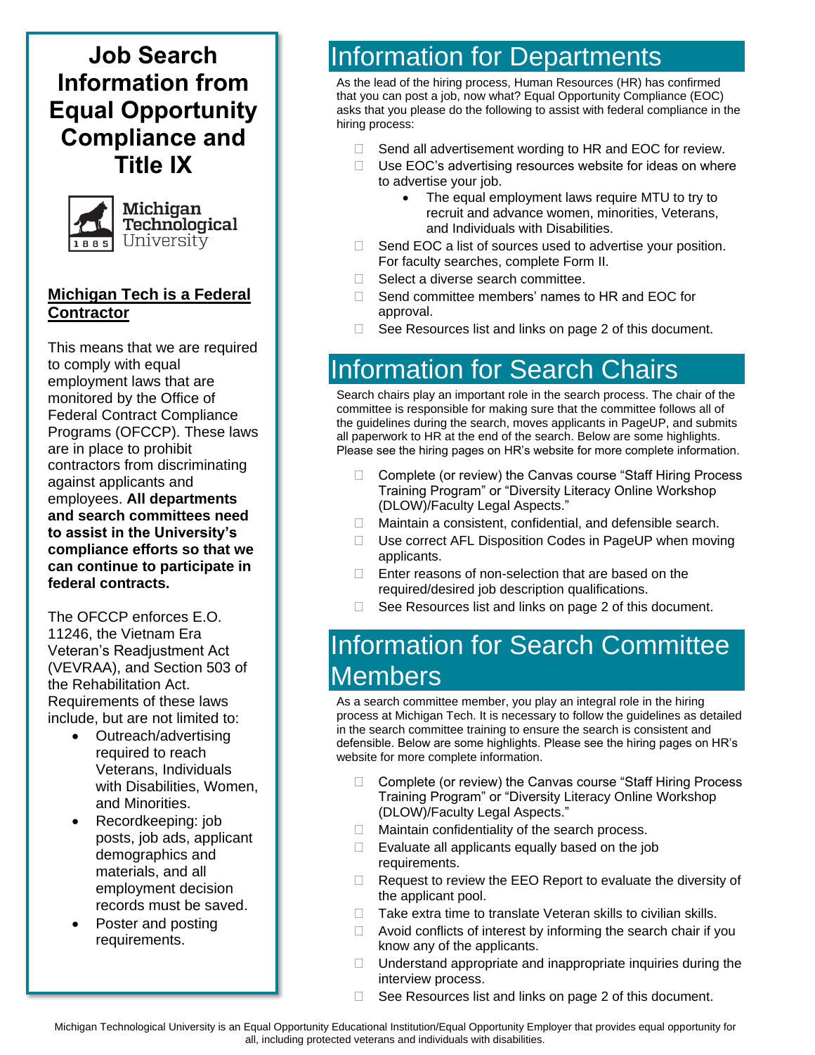# Job Search Information from Equal Opportunity Compliance and Title IX

Michigan Technological University

**Michigan Tech is a Federal Contractor**

This means that we are required to comply with equal employment laws that are monitored by the Office of Federal Contract Compliance Programs (OFCCP). These laws are in place to prohibit contractors from discriminating against applicants and employees. **All departments and search committees need to assist in the University's compliance efforts so that we can continue to participate in federal contracts.**

The OFCCP enforces E.O. 11246, the Vietnam Era Veteran's Readjustment Act (VEVRAA), and Section 503 of the Rehabilitation Act. Requirements of these laws include, but are not limited to:

- Outreach/advertising required to reach Veterans, Individuals with Disabilities, Women, and Minorities.
- Recordkeeping: job posts, job ads, applicant demographics and materials, and all employment decision records must be saved.
- Poster and posting requirements.

## Information for Departments

As the lead of the hiring process, Human Resources (HR) has confirmed that you can post a job, now what? Equal Opportunity Compliance (EOC) asks that you please do the following to assist with federal compliance in the hiring process:

- ☐ Send all advertisement wording to HR and EOC for review.
- ☐ Use EOC's advertising resources website for ideas on where to advertise your job.
  - The equal employment laws require MTU to try to recruit and advance women, minorities, Veterans, and Individuals with Disabilities.
- ☐ Send EOC a list of sources used to advertise your position. For faculty searches, complete Form II.
- ☐ Select a diverse search committee.
- ☐ Send committee members' names to HR and EOC for approval.
- ☐ See Resources list and links on page 2 of this document.

## Information for Search Chairs

Search chairs play an important role in the search process. The chair of the committee is responsible for making sure that the committee follows all of the guidelines during the search, moves applicants in PageUP, and submits all paperwork to HR at the end of the search. Below are some highlights. Please see the hiring pages on HR's website for more complete information.

- ☐ Complete (or review) the Canvas course "Staff Hiring Process Training Program" or "Diversity Literacy Online Workshop (DLOW)/Faculty Legal Aspects."
- ☐ Maintain a consistent, confidential, and defensible search.
- ☐ Use correct AFL Disposition Codes in PageUP when moving applicants.
- ☐ Enter reasons of non-selection that are based on the required/desired job description qualifications.
- ☐ See Resources list and links on page 2 of this document.

## Information for Search Committee Members

As a search committee member, you play an integral role in the hiring process at Michigan Tech. It is necessary to follow the guidelines as detailed in the search committee training to ensure the search is consistent and defensible. Below are some highlights. Please see the hiring pages on HR's website for more complete information.

- ☐ Complete (or review) the Canvas course "Staff Hiring Process Training Program" or "Diversity Literacy Online Workshop (DLOW)/Faculty Legal Aspects."
- ☐ Maintain confidentiality of the search process.
- ☐ Evaluate all applicants equally based on the job requirements.
- ☐ Request to review the EEO Report to evaluate the diversity of the applicant pool.
- ☐ Take extra time to translate Veteran skills to civilian skills.
- ☐ Avoid conflicts of interest by informing the search chair if you know any of the applicants.
- ☐ Understand appropriate and inappropriate inquiries during the interview process.
- ☐ See Resources list and links on page 2 of this document.

Michigan Technological University is an Equal Opportunity Educational Institution/Equal Opportunity Employer that provides equal opportunity for all, including protected veterans and individuals with disabilities.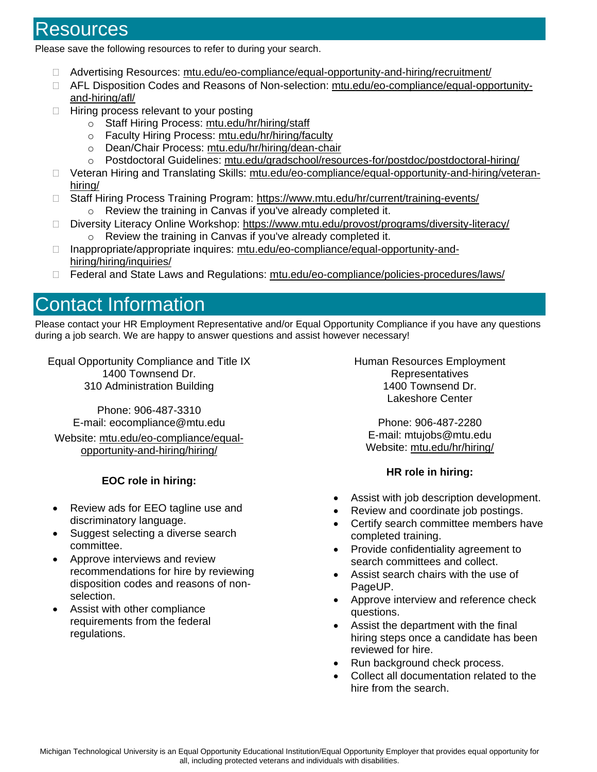## Resources

Please save the following resources to refer to during your search.

- Advertising Resources: mtu.edu/eo-compliance/equal-opportunity-and-hiring/recruitment/
- AFL Disposition Codes and Reasons of Non-selection: mtu.edu/eo-compliance/equal-opportunity-and-hiring/afl/
- Hiring process relevant to your posting
  - Staff Hiring Process: mtu.edu/hr/hiring/staff
  - Faculty Hiring Process: mtu.edu/hr/hiring/faculty
  - Dean/Chair Process: mtu.edu/hr/hiring/dean-chair
  - Postdoctoral Guidelines: mtu.edu/gradschool/resources-for/postdoc/postdoctoral-hiring/
- Veteran Hiring and Translating Skills: mtu.edu/eo-compliance/equal-opportunity-and-hiring/veteran-hiring/
- Staff Hiring Process Training Program: https://www.mtu.edu/hr/current/training-events/
  - Review the training in Canvas if you've already completed it.
- Diversity Literacy Online Workshop: https://www.mtu.edu/provost/programs/diversity-literacy/
  - Review the training in Canvas if you've already completed it.
- Inappropriate/appropriate inquires: mtu.edu/eo-compliance/equal-opportunity-and-hiring/hiring/inquiries/
- Federal and State Laws and Regulations: mtu.edu/eo-compliance/policies-procedures/laws/

## Contact Information

Please contact your HR Employment Representative and/or Equal Opportunity Compliance if you have any questions during a job search. We are happy to answer questions and assist however necessary!

Equal Opportunity Compliance and Title IX
1400 Townsend Dr.
310 Administration Building

Phone: 906-487-3310
E-mail: eocompliance@mtu.edu
Website: mtu.edu/eo-compliance/equal-opportunity-and-hiring/hiring/

**EOC role in hiring:**

- Review ads for EEO tagline use and discriminatory language.
- Suggest selecting a diverse search committee.
- Approve interviews and review recommendations for hire by reviewing disposition codes and reasons of non-selection.
- Assist with other compliance requirements from the federal regulations.

Human Resources Employment Representatives
1400 Townsend Dr.
Lakeshore Center

Phone: 906-487-2280
E-mail: mtujobs@mtu.edu
Website: mtu.edu/hr/hiring/

**HR role in hiring:**

- Assist with job description development.
- Review and coordinate job postings.
- Certify search committee members have completed training.
- Provide confidentiality agreement to search committees and collect.
- Assist search chairs with the use of PageUP.
- Approve interview and reference check questions.
- Assist the department with the final hiring steps once a candidate has been reviewed for hire.
- Run background check process.
- Collect all documentation related to the hire from the search.

Michigan Technological University is an Equal Opportunity Educational Institution/Equal Opportunity Employer that provides equal opportunity for all, including protected veterans and individuals with disabilities.